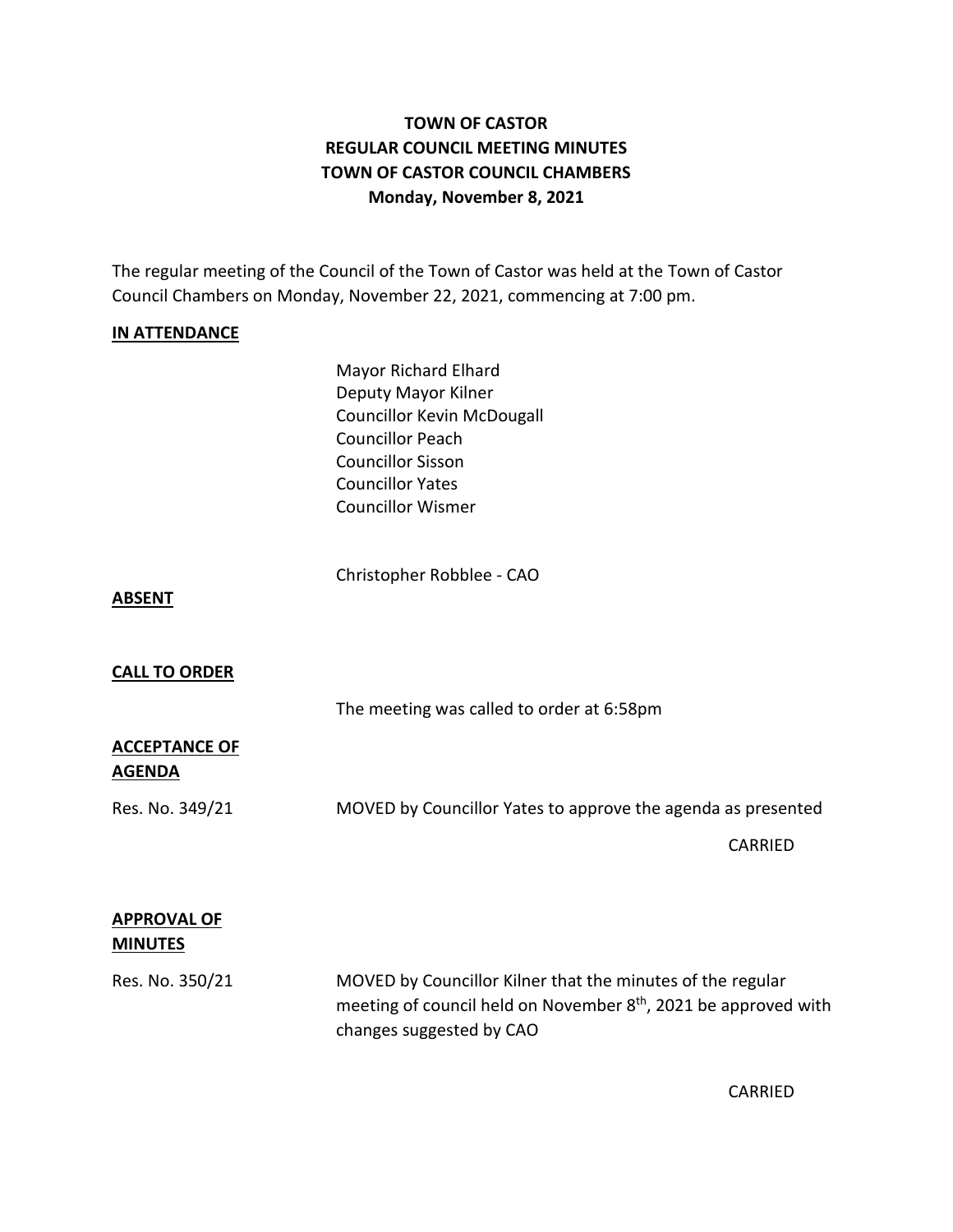# TOWN OF CASTOR
## REGULAR COUNCIL MEETING MINUTES
## TOWN OF CASTOR COUNCIL CHAMBERS
## Monday, November 8, 2021

The regular meeting of the Council of the Town of Castor was held at the Town of Castor Council Chambers on Monday, November 22, 2021, commencing at 7:00 pm.

**IN ATTENDANCE**

Mayor Richard Elhard
Deputy Mayor Kilner
Councillor Kevin McDougall
Councillor Peach
Councillor Sisson
Councillor Yates
Councillor Wismer

Christopher Robblee - CAO

**ABSENT**

**CALL TO ORDER**

The meeting was called to order at 6:58pm

**ACCEPTANCE OF AGENDA**

Res. No. 349/21 MOVED by Councillor Yates to approve the agenda as presented

CARRIED

**APPROVAL OF MINUTES**

Res. No. 350/21 MOVED by Councillor Kilner that the minutes of the regular meeting of council held on November 8th, 2021 be approved with changes suggested by CAO

CARRIED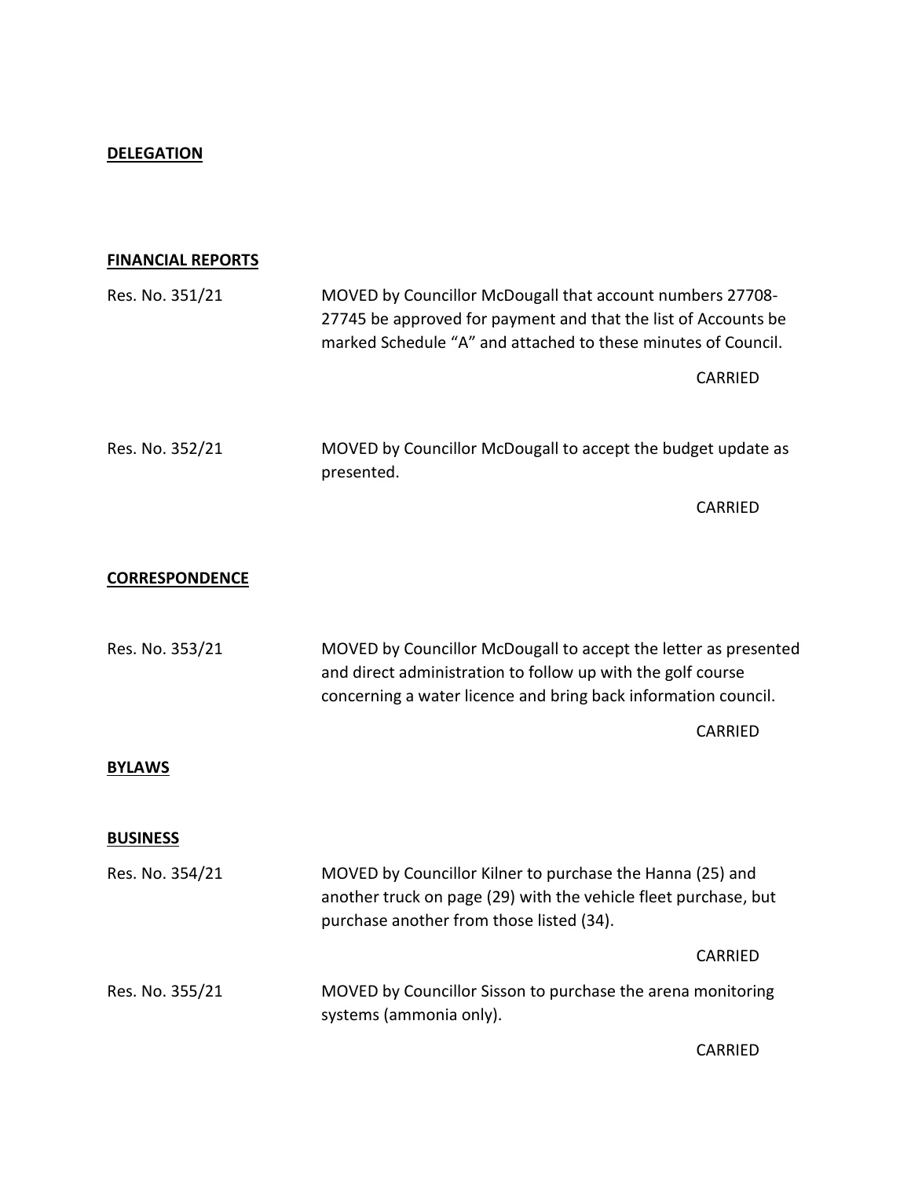**DELEGATION**

**FINANCIAL REPORTS**

Res. No. 351/21 MOVED by Councillor McDougall that account numbers 27708-27745 be approved for payment and that the list of Accounts be marked Schedule "A" and attached to these minutes of Council.

CARRIED

Res. No. 352/21 MOVED by Councillor McDougall to accept the budget update as presented.

CARRIED

**CORRESPONDENCE**

Res. No. 353/21 MOVED by Councillor McDougall to accept the letter as presented and direct administration to follow up with the golf course concerning a water licence and bring back information council.

CARRIED

**BYLAWS**

**BUSINESS**

Res. No. 354/21 MOVED by Councillor Kilner to purchase the Hanna (25) and another truck on page (29) with the vehicle fleet purchase, but purchase another from those listed (34).

CARRIED

Res. No. 355/21 MOVED by Councillor Sisson to purchase the arena monitoring systems (ammonia only).

CARRIED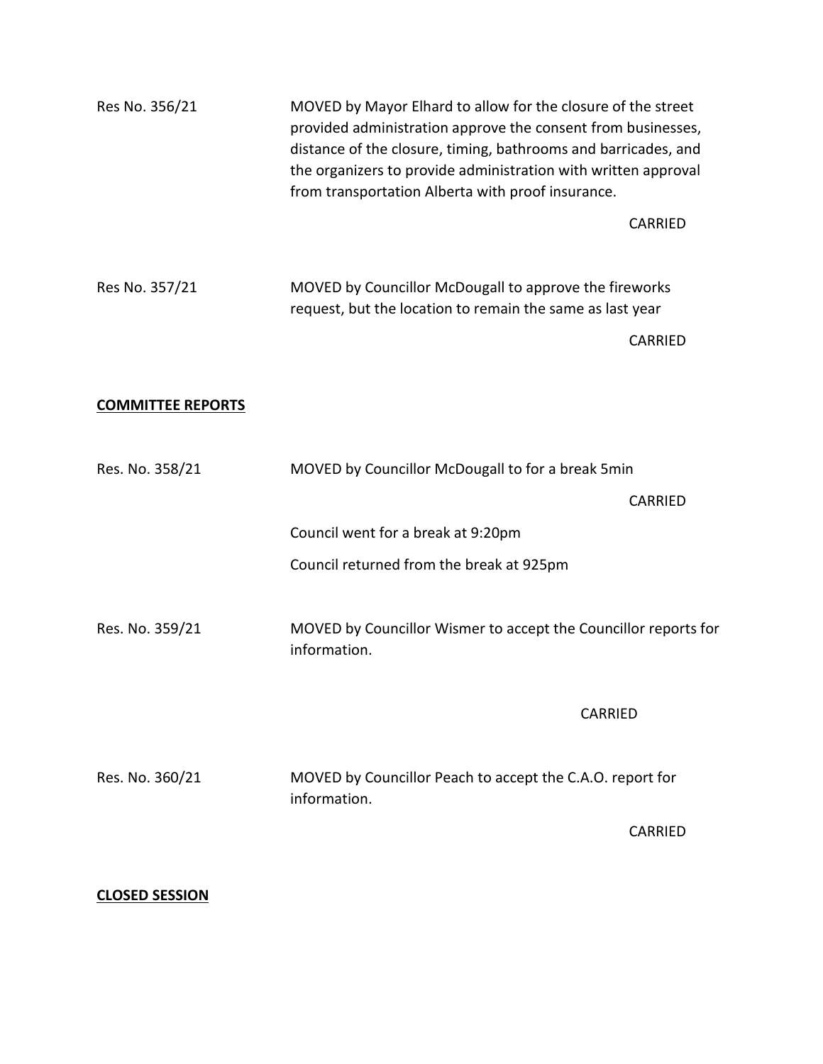Res No. 356/21 MOVED by Mayor Elhard to allow for the closure of the street provided administration approve the consent from businesses, distance of the closure, timing, bathrooms and barricades, and the organizers to provide administration with written approval from transportation Alberta with proof insurance.

CARRIED

Res No. 357/21 MOVED by Councillor McDougall to approve the fireworks request, but the location to remain the same as last year

CARRIED

**COMMITTEE REPORTS**

Res. No. 358/21 MOVED by Councillor McDougall to for a break 5min

CARRIED

Council went for a break at 9:20pm

Council returned from the break at 925pm

Res. No. 359/21 MOVED by Councillor Wismer to accept the Councillor reports for information.

CARRIED

Res. No. 360/21 MOVED by Councillor Peach to accept the C.A.O. report for information.

CARRIED

**CLOSED SESSION**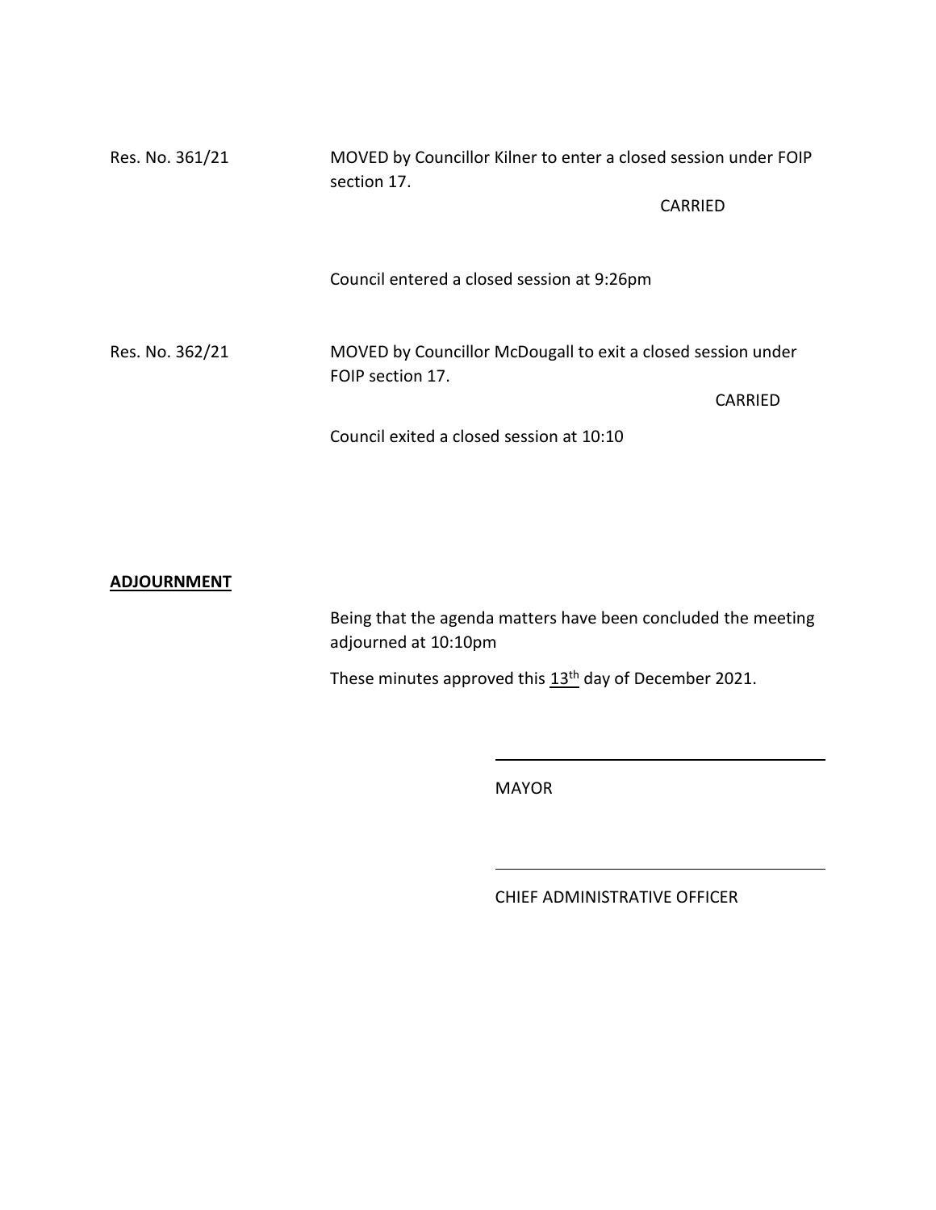Res. No. 361/21 MOVED by Councillor Kilner to enter a closed session under FOIP section 17.

CARRIED

Council entered a closed session at 9:26pm

Res. No. 362/21 MOVED by Councillor McDougall to exit a closed session under FOIP section 17.

CARRIED

Council exited a closed session at 10:10

**ADJOURNMENT**

Being that the agenda matters have been concluded the meeting adjourned at 10:10pm

These minutes approved this 13th day of December 2021.

\_\_\_\_\_\_\_\_\_\_\_\_\_\_\_\_\_\_\_\_\_\_\_\_\_\_\_\_\_\_\_\_\_\_\_\_

MAYOR

\_\_\_\_\_\_\_\_\_\_\_\_\_\_\_\_\_\_\_\_\_\_\_\_\_\_\_\_\_\_\_\_\_\_\_\_

CHIEF ADMINISTRATIVE OFFICER